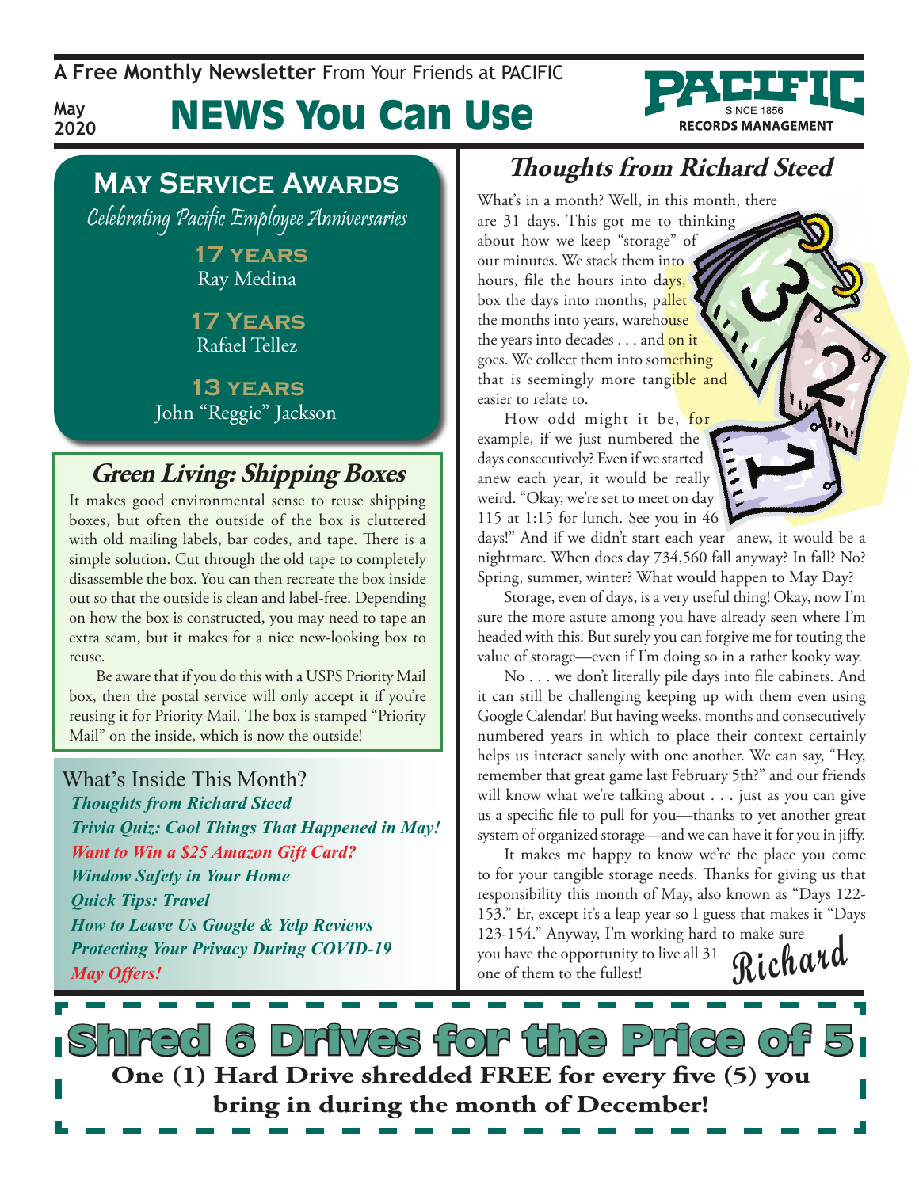A Free Monthly Newsletter From Your Friends at PACIFIC

May 2020

# NEWS You Can Use

PACIFIC SINCE 1856 RECORDS MANAGEMENT

## May Service Awards

*Celebrating Pacific Employee Anniversaries*

**17 years**
Ray Medina

**17 Years**
Rafael Tellez

**13 years**
John "Reggie" Jackson

## *Green Living: Shipping Boxes*

It makes good environmental sense to reuse shipping boxes, but often the outside of the box is cluttered with old mailing labels, bar codes, and tape. There is a simple solution. Cut through the old tape to completely disassemble the box. You can then recreate the box inside out so that the outside is clean and label-free. Depending on how the box is constructed, you may need to tape an extra seam, but it makes for a nice new-looking box to reuse.

Be aware that if you do this with a USPS Priority Mail box, then the postal service will only accept it if you're reusing it for Priority Mail. The box is stamped "Priority Mail" on the inside, which is now the outside!

## What's Inside This Month?

- *Thoughts from Richard Steed*
- *Trivia Quiz: Cool Things That Happened in May!*
- *Want to Win a $25 Amazon Gift Card?*
- *Window Safety in Your Home*
- *Quick Tips: Travel*
- *How to Leave Us Google & Yelp Reviews*
- *Protecting Your Privacy During COVID-19*
- *May Offers!*

## *Thoughts from Richard Steed*

What's in a month? Well, in this month, there are 31 days. This got me to thinking about how we keep "storage" of our minutes. We stack them into hours, file the hours into days, box the days into months, pallet the months into years, warehouse the years into decades . . . and on it goes. We collect them into something that is seemingly more tangible and easier to relate to.

How odd might it be, for example, if we just numbered the days consecutively? Even if we started anew each year, it would be really weird. "Okay, we're set to meet on day 115 at 1:15 for lunch. See you in 46 days!" And if we didn't start each year anew, it would be a nightmare. When does day 734,560 fall anyway? In fall? No? Spring, summer, winter? What would happen to May Day?

Storage, even of days, is a very useful thing! Okay, now I'm sure the more astute among you have already seen where I'm headed with this. But surely you can forgive me for touting the value of storage—even if I'm doing so in a rather kooky way.

No . . . we don't literally pile days into file cabinets. And it can still be challenging keeping up with them even using Google Calendar! But having weeks, months and consecutively numbered years in which to place their context certainly helps us interact sanely with one another. We can say, "Hey, remember that great game last February 5th?" and our friends will know what we're talking about . . . just as you can give us a specific file to pull for you—thanks to yet another great system of organized storage—and we can have it for you in jiffy.

It makes me happy to know we're the place you come to for your tangible storage needs. Thanks for giving us that responsibility this month of May, also known as "Days 122-153." Er, except it's a leap year so I guess that makes it "Days 123-154." Anyway, I'm working hard to make sure you have the opportunity to live all 31 one of them to the fullest!

*Richard*

## Shred 6 Drives for the Price of 5

**One (1) Hard Drive shredded FREE for every five (5) you bring in during the month of December!**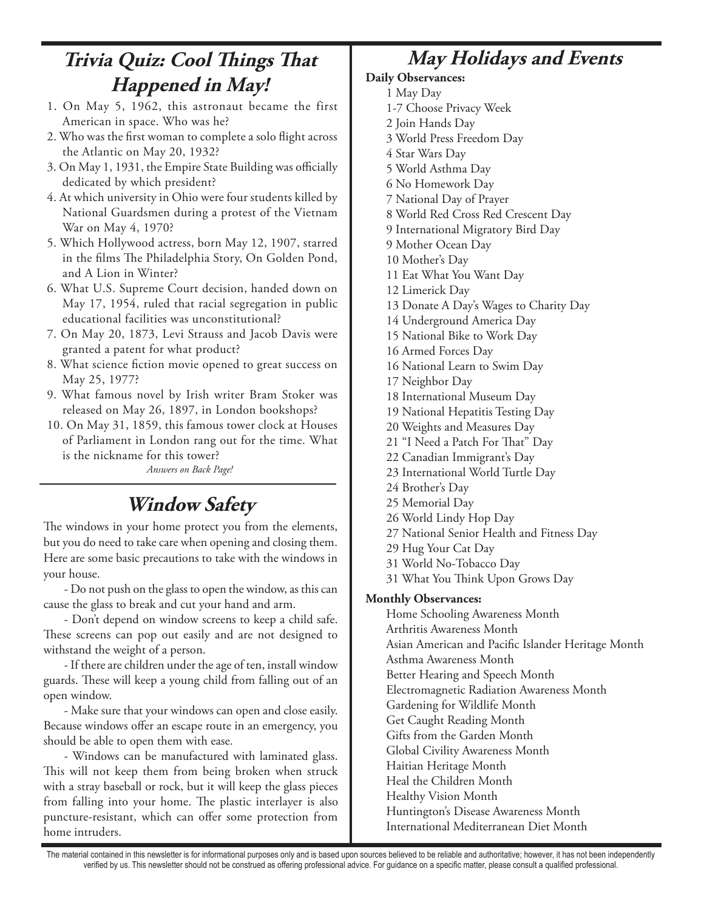## *Trivia Quiz: Cool Things That Happened in May!*

1. On May 5, 1962, this astronaut became the first American in space. Who was he?
2. Who was the first woman to complete a solo flight across the Atlantic on May 20, 1932?
3. On May 1, 1931, the Empire State Building was officially dedicated by which president?
4. At which university in Ohio were four students killed by National Guardsmen during a protest of the Vietnam War on May 4, 1970?
5. Which Hollywood actress, born May 12, 1907, starred in the films The Philadelphia Story, On Golden Pond, and A Lion in Winter?
6. What U.S. Supreme Court decision, handed down on May 17, 1954, ruled that racial segregation in public educational facilities was unconstitutional?
7. On May 20, 1873, Levi Strauss and Jacob Davis were granted a patent for what product?
8. What science fiction movie opened to great success on May 25, 1977?
9. What famous novel by Irish writer Bram Stoker was released on May 26, 1897, in London bookshops?
10. On May 31, 1859, this famous tower clock at Houses of Parliament in London rang out for the time. What is the nickname for this tower?

*Answers on Back Page!*

## *Window Safety*

The windows in your home protect you from the elements, but you do need to take care when opening and closing them. Here are some basic precautions to take with the windows in your house.

- Do not push on the glass to open the window, as this can cause the glass to break and cut your hand and arm.

- Don't depend on window screens to keep a child safe. These screens can pop out easily and are not designed to withstand the weight of a person.

- If there are children under the age of ten, install window guards. These will keep a young child from falling out of an open window.

- Make sure that your windows can open and close easily. Because windows offer an escape route in an emergency, you should be able to open them with ease.

- Windows can be manufactured with laminated glass. This will not keep them from being broken when struck with a stray baseball or rock, but it will keep the glass pieces from falling into your home. The plastic interlayer is also puncture-resistant, which can offer some protection from home intruders.

## *May Holidays and Events*

**Daily Observances:**

1 May Day
1-7 Choose Privacy Week
2 Join Hands Day
3 World Press Freedom Day
4 Star Wars Day
5 World Asthma Day
6 No Homework Day
7 National Day of Prayer
8 World Red Cross Red Crescent Day
9 International Migratory Bird Day
9 Mother Ocean Day
10 Mother's Day
11 Eat What You Want Day
12 Limerick Day
13 Donate A Day's Wages to Charity Day
14 Underground America Day
15 National Bike to Work Day
16 Armed Forces Day
16 National Learn to Swim Day
17 Neighbor Day
18 International Museum Day
19 National Hepatitis Testing Day
20 Weights and Measures Day
21 "I Need a Patch For That" Day
22 Canadian Immigrant's Day
23 International World Turtle Day
24 Brother's Day
25 Memorial Day
26 World Lindy Hop Day
27 National Senior Health and Fitness Day
29 Hug Your Cat Day
31 World No-Tobacco Day
31 What You Think Upon Grows Day

**Monthly Observances:**

Home Schooling Awareness Month
Arthritis Awareness Month
Asian American and Pacific Islander Heritage Month
Asthma Awareness Month
Better Hearing and Speech Month
Electromagnetic Radiation Awareness Month
Gardening for Wildlife Month
Get Caught Reading Month
Gifts from the Garden Month
Global Civility Awareness Month
Haitian Heritage Month
Heal the Children Month
Healthy Vision Month
Huntington's Disease Awareness Month
International Mediterranean Diet Month

The material contained in this newsletter is for informational purposes only and is based upon sources believed to be reliable and authoritative; however, it has not been independently verified by us. This newsletter should not be construed as offering professional advice. For guidance on a specific matter, please consult a qualified professional.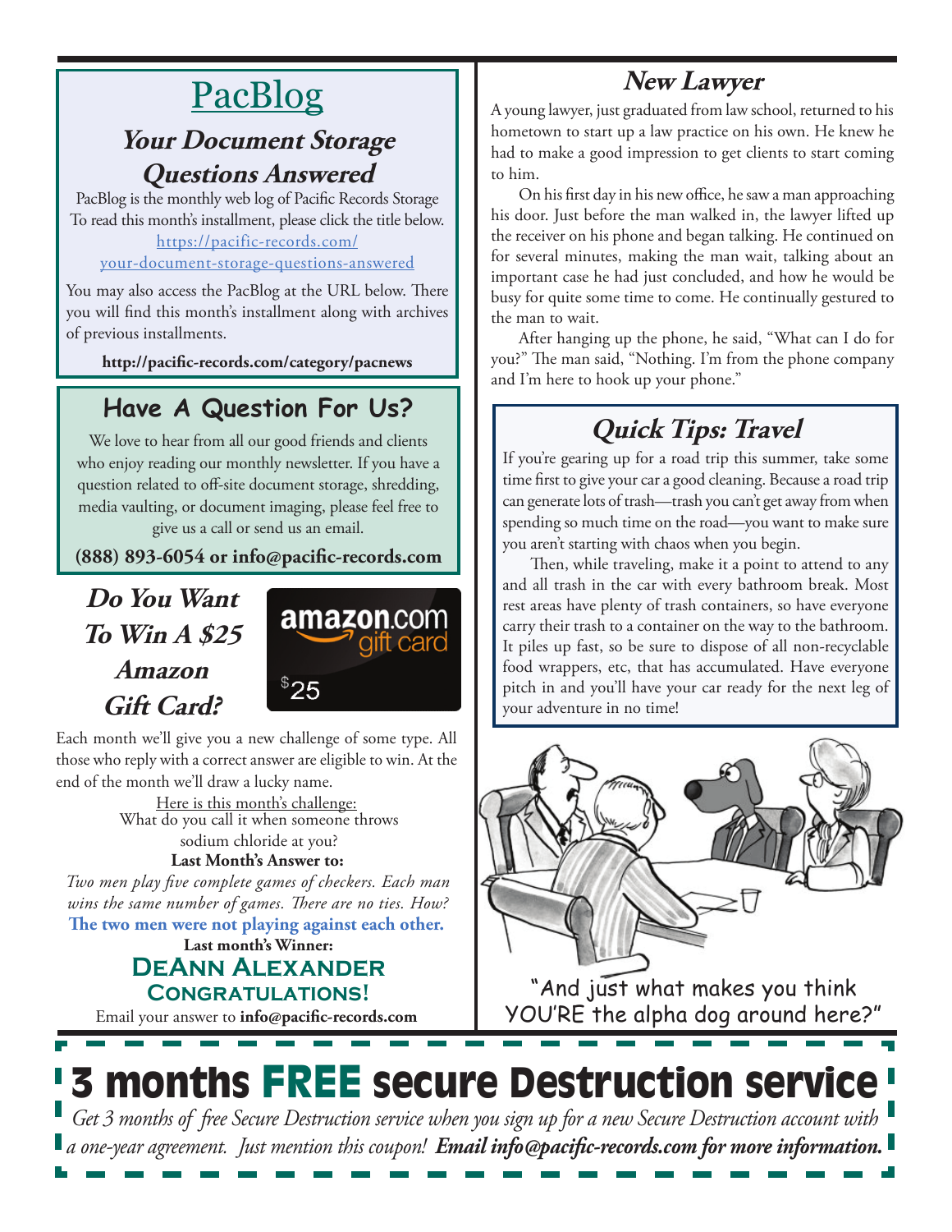## [PacBlog](https://pacific-records.com/your-document-storage-questions-answered)

### *Your Document Storage Questions Answered*

PacBlog is the monthly web log of Pacific Records Storage To read this month's installment, please click the title below.
https://pacific-records.com/your-document-storage-questions-answered

You may also access the PacBlog at the URL below. There you will find this month's installment along with archives of previous installments.

**http://pacific-records.com/category/pacnews**

## Have A Question For Us?

We love to hear from all our good friends and clients who enjoy reading our monthly newsletter. If you have a question related to off-site document storage, shredding, media vaulting, or document imaging, please feel free to give us a call or send us an email.

**(888) 893-6054 or info@pacific-records.com**

## *Do You Want To Win A $25 Amazon Gift Card?*

amazon.com gift card $25

Each month we'll give you a new challenge of some type. All those who reply with a correct answer are eligible to win. At the end of the month we'll draw a lucky name.

Here is this month's challenge:
What do you call it when someone throws sodium chloride at you?

**Last Month's Answer to:**
*Two men play five complete games of checkers. Each man wins the same number of games. There are no ties. How?*
**The two men were not playing against each other.**

**Last month's Winner:**
**DeAnn Alexander**
**Congratulations!**

Email your answer to **info@pacific-records.com**

## *New Lawyer*

A young lawyer, just graduated from law school, returned to his hometown to start up a law practice on his own. He knew he had to make a good impression to get clients to start coming to him.

On his first day in his new office, he saw a man approaching his door. Just before the man walked in, the lawyer lifted up the receiver on his phone and began talking. He continued on for several minutes, making the man wait, talking about an important case he had just concluded, and how he would be busy for quite some time to come. He continually gestured to the man to wait.

After hanging up the phone, he said, "What can I do for you?" The man said, "Nothing. I'm from the phone company and I'm here to hook up your phone."

## *Quick Tips: Travel*

If you're gearing up for a road trip this summer, take some time first to give your car a good cleaning. Because a road trip can generate lots of trash—trash you can't get away from when spending so much time on the road—you want to make sure you aren't starting with chaos when you begin.

Then, while traveling, make it a point to attend to any and all trash in the car with every bathroom break. Most rest areas have plenty of trash containers, so have everyone carry their trash to a container on the way to the bathroom. It piles up fast, so be sure to dispose of all non-recyclable food wrappers, etc, that has accumulated. Have everyone pitch in and you'll have your car ready for the next leg of your adventure in no time!

"And just what makes you think YOU'RE the alpha dog around here?"

# 3 months FREE secure Destruction service

*Get 3 months of free Secure Destruction service when you sign up for a new Secure Destruction account with a one-year agreement. Just mention this coupon!* ***Email info@pacific-records.com for more information.***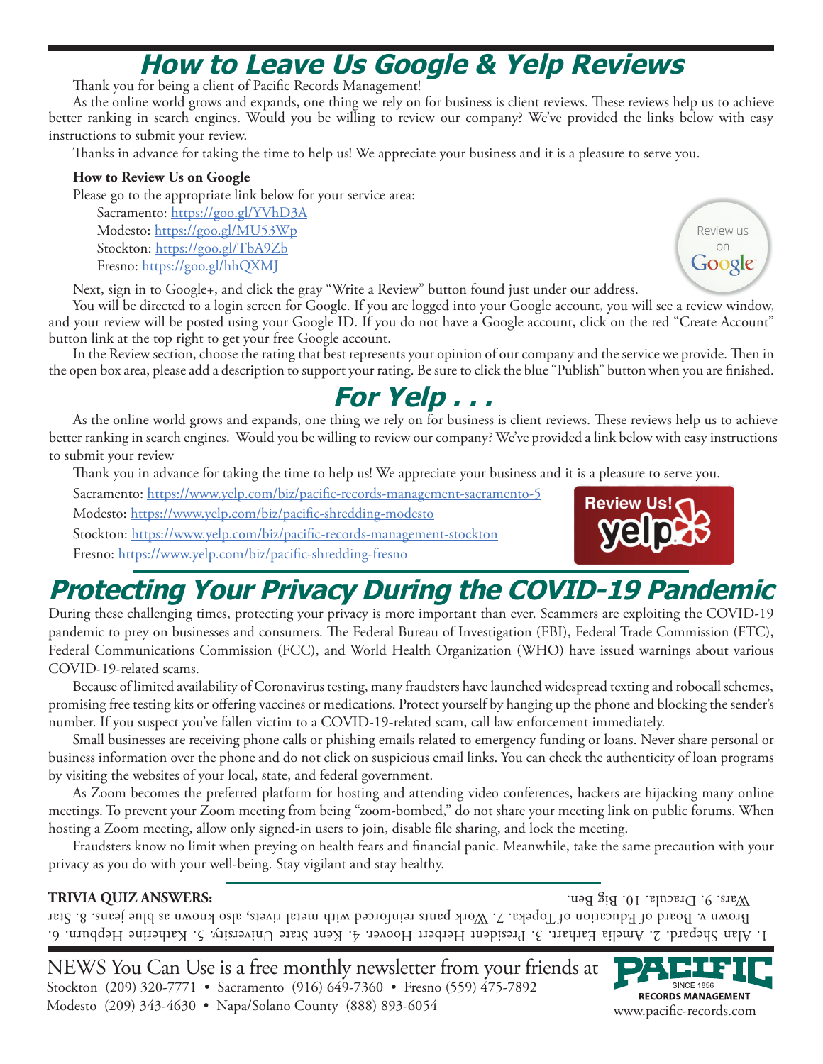# How to Leave Us Google & Yelp Reviews

Thank you for being a client of Pacific Records Management!

As the online world grows and expands, one thing we rely on for business is client reviews. These reviews help us to achieve better ranking in search engines. Would you be willing to review our company? We've provided the links below with easy instructions to submit your review.

Thanks in advance for taking the time to help us! We appreciate your business and it is a pleasure to serve you.

**How to Review Us on Google**

Please go to the appropriate link below for your service area:

Sacramento: https://goo.gl/YVhD3A
Modesto: https://goo.gl/MU53Wp
Stockton: https://goo.gl/TbA9Zb
Fresno: https://goo.gl/hhQXMJ

Review us on Google

Next, sign in to Google+, and click the gray "Write a Review" button found just under our address.

You will be directed to a login screen for Google. If you are logged into your Google account, you will see a review window, and your review will be posted using your Google ID. If you do not have a Google account, click on the red "Create Account" button link at the top right to get your free Google account.

In the Review section, choose the rating that best represents your opinion of our company and the service we provide. Then in the open box area, please add a description to support your rating. Be sure to click the blue "Publish" button when you are finished.

## For Yelp . . .

As the online world grows and expands, one thing we rely on for business is client reviews. These reviews help us to achieve better ranking in search engines. Would you be willing to review our company? We've provided a link below with easy instructions to submit your review

Thank you in advance for taking the time to help us! We appreciate your business and it is a pleasure to serve you.

Sacramento: https://www.yelp.com/biz/pacific-records-management-sacramento-5
Modesto: https://www.yelp.com/biz/pacific-shredding-modesto
Stockton: https://www.yelp.com/biz/pacific-records-management-stockton
Fresno: https://www.yelp.com/biz/pacific-shredding-fresno

Review Us! yelp

# Protecting Your Privacy During the COVID-19 Pandemic

During these challenging times, protecting your privacy is more important than ever. Scammers are exploiting the COVID-19 pandemic to prey on businesses and consumers. The Federal Bureau of Investigation (FBI), Federal Trade Commission (FTC), Federal Communications Commission (FCC), and World Health Organization (WHO) have issued warnings about various COVID-19-related scams.

Because of limited availability of Coronavirus testing, many fraudsters have launched widespread texting and robocall schemes, promising free testing kits or offering vaccines or medications. Protect yourself by hanging up the phone and blocking the sender's number. If you suspect you've fallen victim to a COVID-19-related scam, call law enforcement immediately.

Small businesses are receiving phone calls or phishing emails related to emergency funding or loans. Never share personal or business information over the phone and do not click on suspicious email links. You can check the authenticity of loan programs by visiting the websites of your local, state, and federal government.

As Zoom becomes the preferred platform for hosting and attending video conferences, hackers are hijacking many online meetings. To prevent your Zoom meeting from being "zoom-bombed," do not share your meeting link on public forums. When hosting a Zoom meeting, allow only signed-in users to join, disable file sharing, and lock the meeting.

Fraudsters know no limit when preying on health fears and financial panic. Meanwhile, take the same precaution with your privacy as you do with your well-being. Stay vigilant and stay healthy.

**TRIVIA QUIZ ANSWERS:**

1. Alan Shepard. 2. Amelia Earhart. 3. President Herbert Hoover. 4. Kent State University. 5. Katherine Hepburn. 6. Brown v. Board of Education of Topeka. 7. Work pants reinforced with metal rivets, also known as blue jeans. 8. Star Wars. 9. Dracula. 10. Big Ben.

NEWS You Can Use is a free monthly newsletter from your friends at

Stockton (209) 320-7771 • Sacramento (916) 649-7360 • Fresno (559) 475-7892
Modesto (209) 343-4630 • Napa/Solano County (888) 893-6054

PACIFIC SINCE 1856 RECORDS MANAGEMENT
www.pacific-records.com